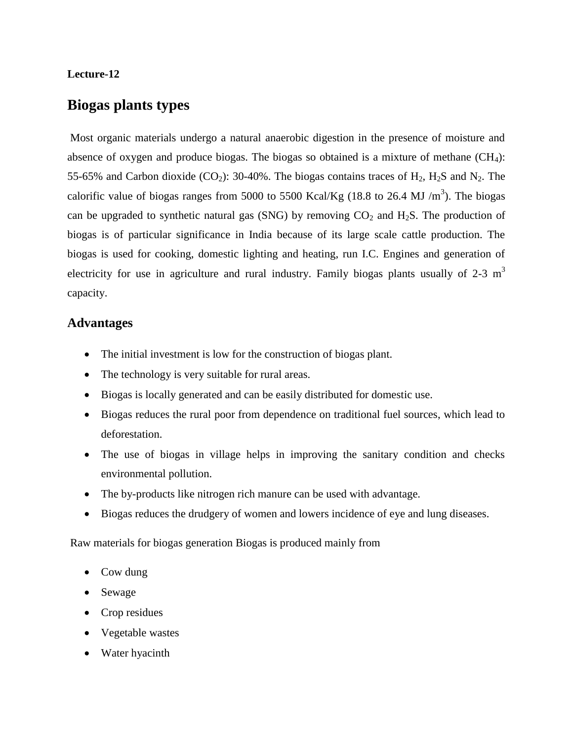**Lecture-12**

# Biogas plants types

Most organic materials undergo a natural anaerobic digestion in the presence of moisture and absence of oxygen and produce biogas. The biogas so obtained is a mixture of methane ($CH_4$): 55-65% and Carbon dioxide ($CO_2$): 30-40%. The biogas contains traces of $H_2$, $H_2S$ and $N_2$. The calorific value of biogas ranges from 5000 to 5500 Kcal/Kg (18.8 to 26.4 MJ /$m^3$). The biogas can be upgraded to synthetic natural gas (SNG) by removing $CO_2$ and $H_2S$. The production of biogas is of particular significance in India because of its large scale cattle production. The biogas is used for cooking, domestic lighting and heating, run I.C. Engines and generation of electricity for use in agriculture and rural industry. Family biogas plants usually of 2-3 $m^3$ capacity.

## Advantages

- The initial investment is low for the construction of biogas plant.
- The technology is very suitable for rural areas.
- Biogas is locally generated and can be easily distributed for domestic use.
- Biogas reduces the rural poor from dependence on traditional fuel sources, which lead to deforestation.
- The use of biogas in village helps in improving the sanitary condition and checks environmental pollution.
- The by-products like nitrogen rich manure can be used with advantage.
- Biogas reduces the drudgery of women and lowers incidence of eye and lung diseases.

Raw materials for biogas generation Biogas is produced mainly from

- Cow dung
- Sewage
- Crop residues
- Vegetable wastes
- Water hyacinth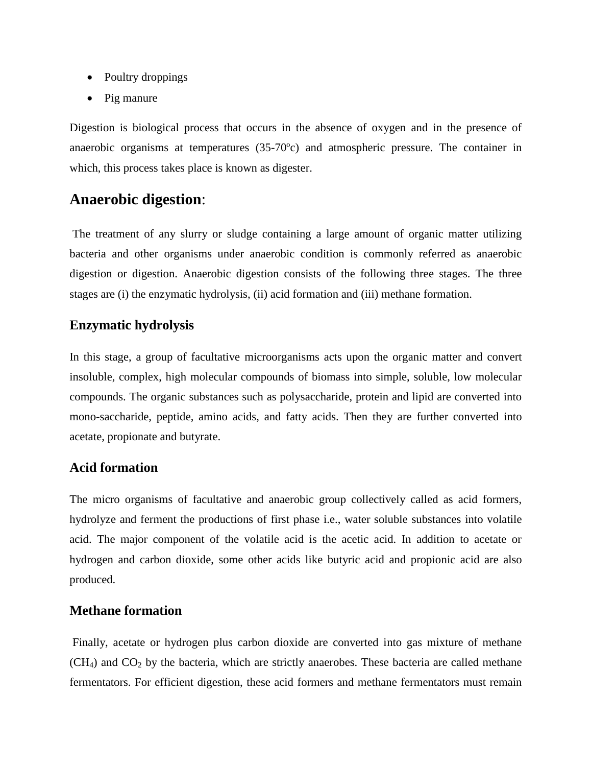- Poultry droppings
- Pig manure

Digestion is biological process that occurs in the absence of oxygen and in the presence of anaerobic organisms at temperatures (35-70ºc) and atmospheric pressure. The container in which, this process takes place is known as digester.

## **Anaerobic digestion**:

The treatment of any slurry or sludge containing a large amount of organic matter utilizing bacteria and other organisms under anaerobic condition is commonly referred as anaerobic digestion or digestion. Anaerobic digestion consists of the following three stages. The three stages are (i) the enzymatic hydrolysis, (ii) acid formation and (iii) methane formation.

### Enzymatic hydrolysis

In this stage, a group of facultative microorganisms acts upon the organic matter and convert insoluble, complex, high molecular compounds of biomass into simple, soluble, low molecular compounds. The organic substances such as polysaccharide, protein and lipid are converted into mono-saccharide, peptide, amino acids, and fatty acids. Then they are further converted into acetate, propionate and butyrate.

### Acid formation

The micro organisms of facultative and anaerobic group collectively called as acid formers, hydrolyze and ferment the productions of first phase i.e., water soluble substances into volatile acid. The major component of the volatile acid is the acetic acid. In addition to acetate or hydrogen and carbon dioxide, some other acids like butyric acid and propionic acid are also produced.

### Methane formation

Finally, acetate or hydrogen plus carbon dioxide are converted into gas mixture of methane ($CH_4$) and $CO_2$ by the bacteria, which are strictly anaerobes. These bacteria are called methane fermentators. For efficient digestion, these acid formers and methane fermentators must remain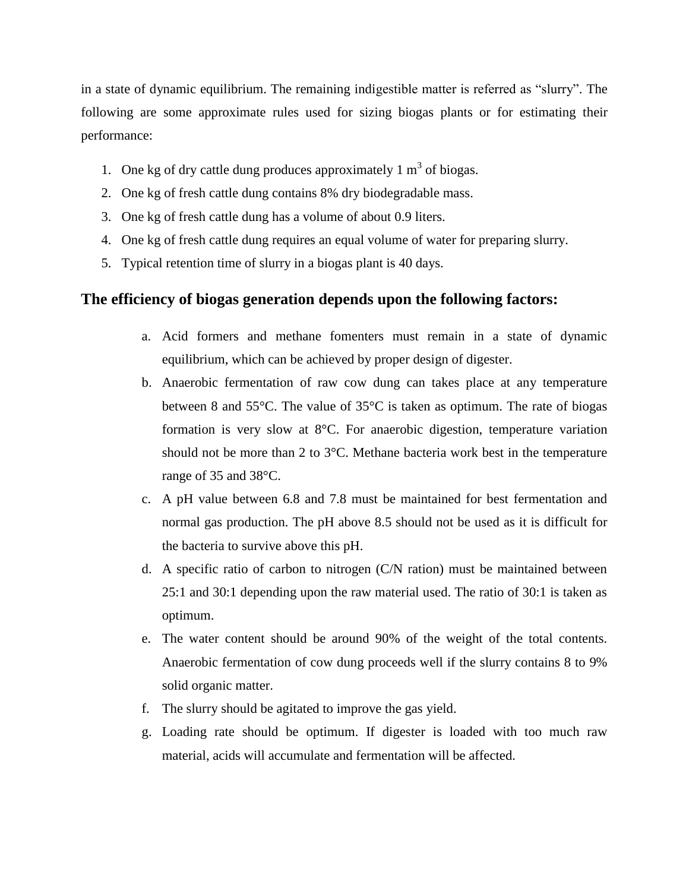in a state of dynamic equilibrium. The remaining indigestible matter is referred as "slurry". The following are some approximate rules used for sizing biogas plants or for estimating their performance:

1. One kg of dry cattle dung produces approximately 1 $m^3$ of biogas.
2. One kg of fresh cattle dung contains 8% dry biodegradable mass.
3. One kg of fresh cattle dung has a volume of about 0.9 liters.
4. One kg of fresh cattle dung requires an equal volume of water for preparing slurry.
5. Typical retention time of slurry in a biogas plant is 40 days.

## The efficiency of biogas generation depends upon the following factors:

a. Acid formers and methane fomenters must remain in a state of dynamic equilibrium, which can be achieved by proper design of digester.

b. Anaerobic fermentation of raw cow dung can takes place at any temperature between 8 and 55°C. The value of 35°C is taken as optimum. The rate of biogas formation is very slow at 8°C. For anaerobic digestion, temperature variation should not be more than 2 to 3°C. Methane bacteria work best in the temperature range of 35 and 38°C.

c. A pH value between 6.8 and 7.8 must be maintained for best fermentation and normal gas production. The pH above 8.5 should not be used as it is difficult for the bacteria to survive above this pH.

d. A specific ratio of carbon to nitrogen (C/N ration) must be maintained between 25:1 and 30:1 depending upon the raw material used. The ratio of 30:1 is taken as optimum.

e. The water content should be around 90% of the weight of the total contents. Anaerobic fermentation of cow dung proceeds well if the slurry contains 8 to 9% solid organic matter.

f. The slurry should be agitated to improve the gas yield.

g. Loading rate should be optimum. If digester is loaded with too much raw material, acids will accumulate and fermentation will be affected.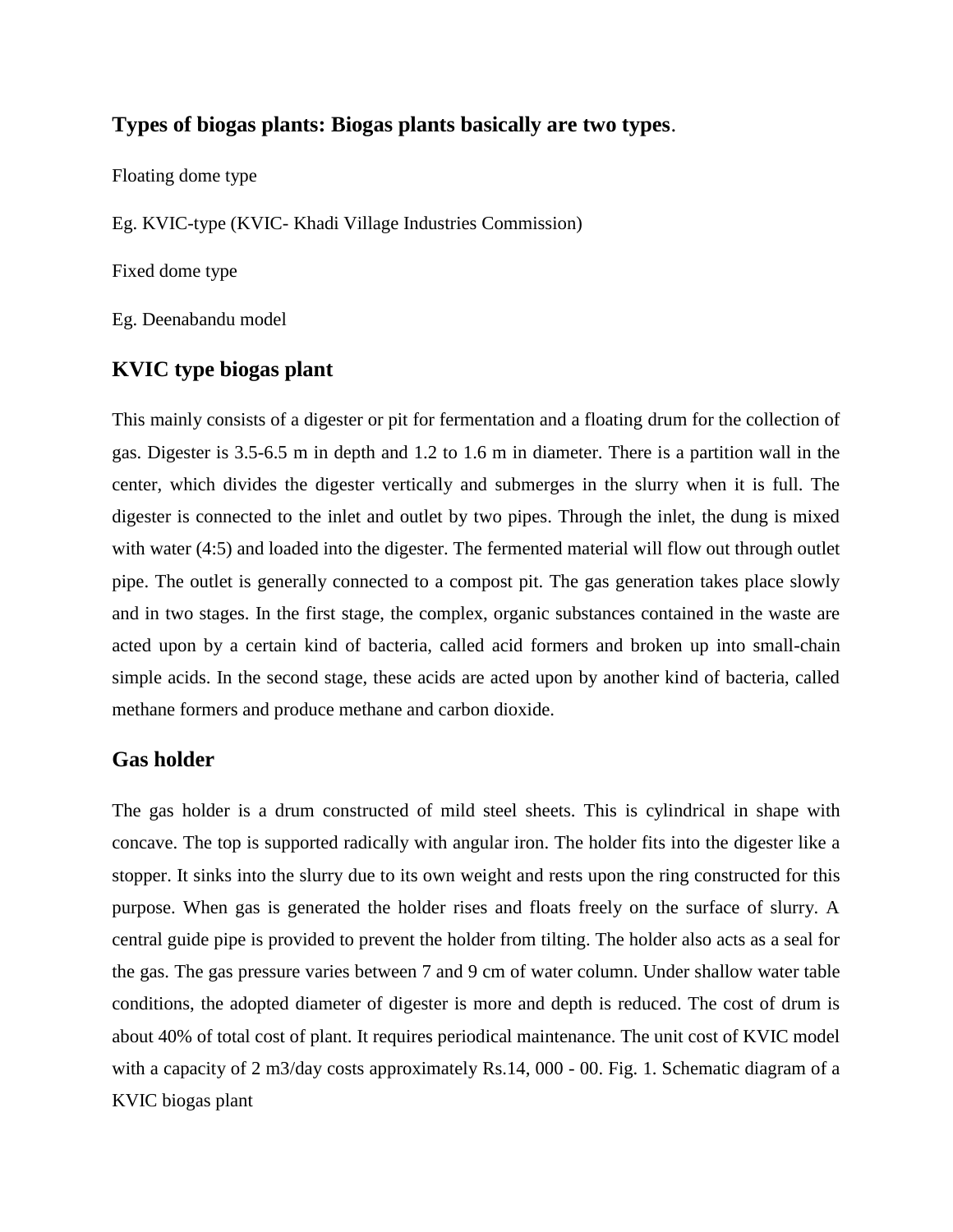**Types of biogas plants: Biogas plants basically are two types**.

Floating dome type

Eg. KVIC-type (KVIC- Khadi Village Industries Commission)

Fixed dome type

Eg. Deenabandu model

## KVIC type biogas plant

This mainly consists of a digester or pit for fermentation and a floating drum for the collection of gas. Digester is 3.5-6.5 m in depth and 1.2 to 1.6 m in diameter. There is a partition wall in the center, which divides the digester vertically and submerges in the slurry when it is full. The digester is connected to the inlet and outlet by two pipes. Through the inlet, the dung is mixed with water (4:5) and loaded into the digester. The fermented material will flow out through outlet pipe. The outlet is generally connected to a compost pit. The gas generation takes place slowly and in two stages. In the first stage, the complex, organic substances contained in the waste are acted upon by a certain kind of bacteria, called acid formers and broken up into small-chain simple acids. In the second stage, these acids are acted upon by another kind of bacteria, called methane formers and produce methane and carbon dioxide.

## Gas holder

The gas holder is a drum constructed of mild steel sheets. This is cylindrical in shape with concave. The top is supported radically with angular iron. The holder fits into the digester like a stopper. It sinks into the slurry due to its own weight and rests upon the ring constructed for this purpose. When gas is generated the holder rises and floats freely on the surface of slurry. A central guide pipe is provided to prevent the holder from tilting. The holder also acts as a seal for the gas. The gas pressure varies between 7 and 9 cm of water column. Under shallow water table conditions, the adopted diameter of digester is more and depth is reduced. The cost of drum is about 40% of total cost of plant. It requires periodical maintenance. The unit cost of KVIC model with a capacity of 2 m3/day costs approximately Rs.14, 000 - 00. Fig. 1. Schematic diagram of a KVIC biogas plant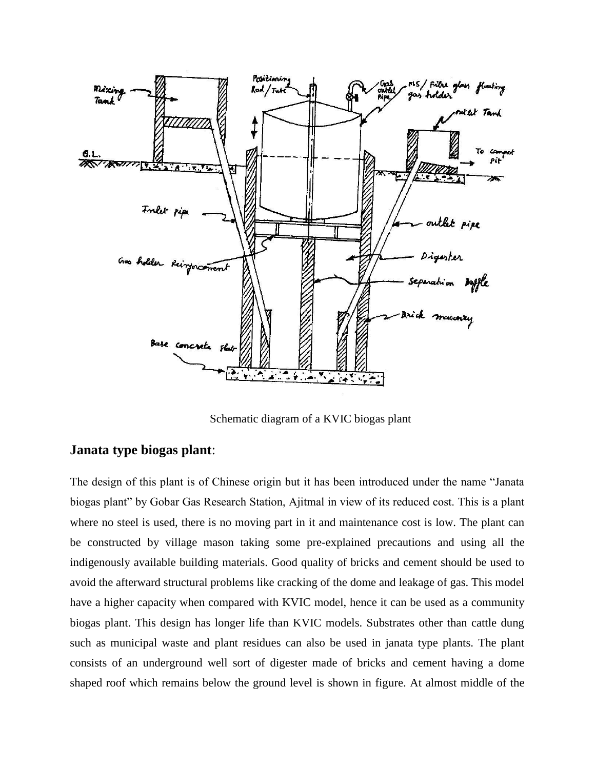Schematic diagram of a KVIC biogas plant

## Janata type biogas plant:

The design of this plant is of Chinese origin but it has been introduced under the name "Janata biogas plant" by Gobar Gas Research Station, Ajitmal in view of its reduced cost. This is a plant where no steel is used, there is no moving part in it and maintenance cost is low. The plant can be constructed by village mason taking some pre-explained precautions and using all the indigenously available building materials. Good quality of bricks and cement should be used to avoid the afterward structural problems like cracking of the dome and leakage of gas. This model have a higher capacity when compared with KVIC model, hence it can be used as a community biogas plant. This design has longer life than KVIC models. Substrates other than cattle dung such as municipal waste and plant residues can also be used in janata type plants. The plant consists of an underground well sort of digester made of bricks and cement having a dome shaped roof which remains below the ground level is shown in figure. At almost middle of the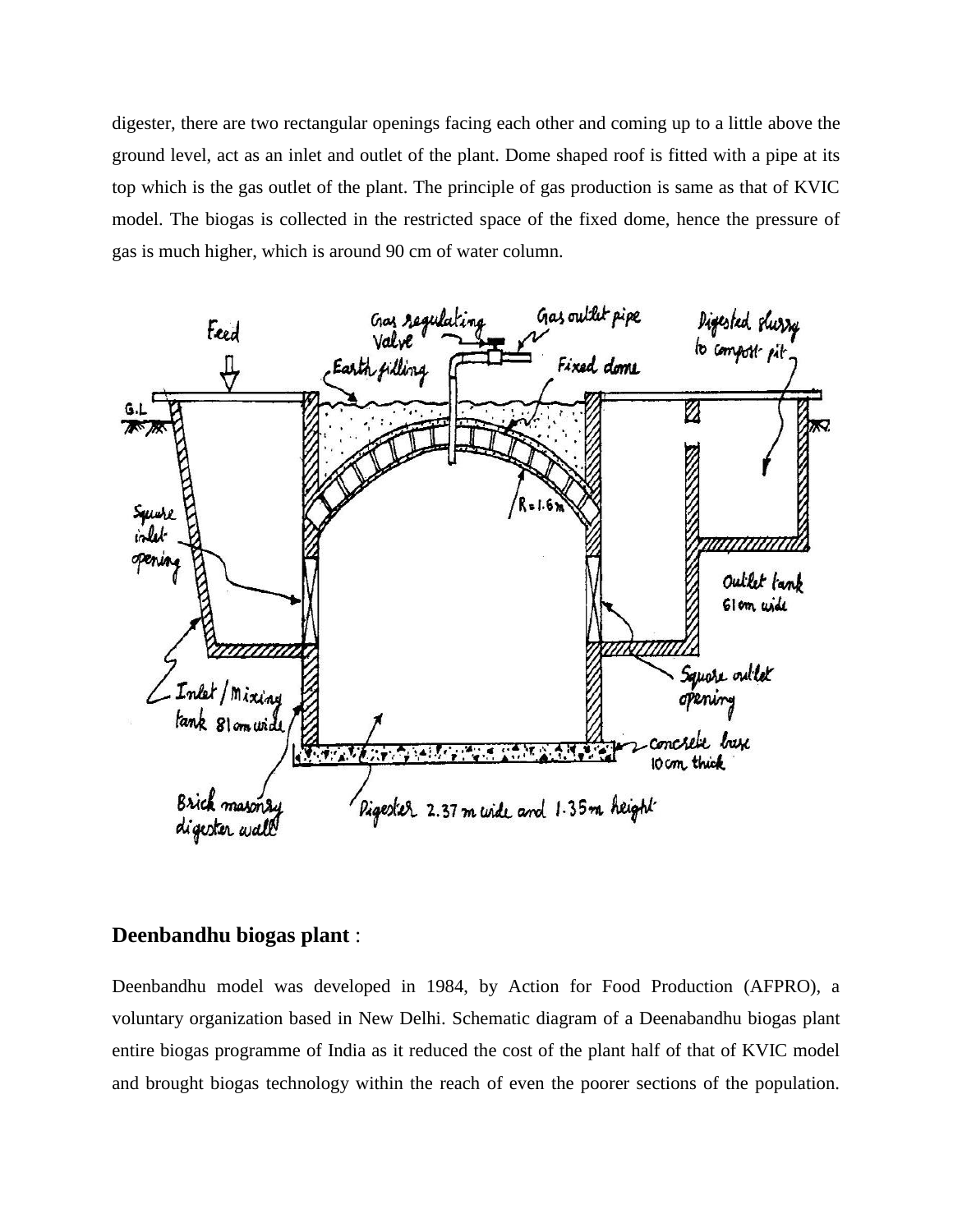digester, there are two rectangular openings facing each other and coming up to a little above the ground level, act as an inlet and outlet of the plant. Dome shaped roof is fitted with a pipe at its top which is the gas outlet of the plant. The principle of gas production is same as that of KVIC model. The biogas is collected in the restricted space of the fixed dome, hence the pressure of gas is much higher, which is around 90 cm of water column.

## Deenbandhu biogas plant :

Deenbandhu model was developed in 1984, by Action for Food Production (AFPRO), a voluntary organization based in New Delhi. Schematic diagram of a Deenabandhu biogas plant entire biogas programme of India as it reduced the cost of the plant half of that of KVIC model and brought biogas technology within the reach of even the poorer sections of the population.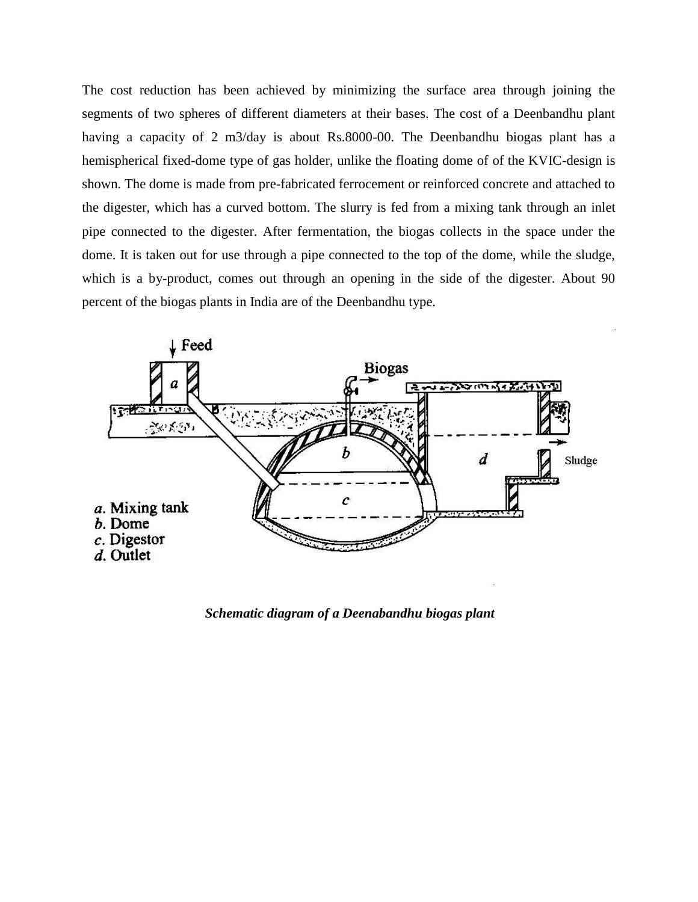The cost reduction has been achieved by minimizing the surface area through joining the segments of two spheres of different diameters at their bases. The cost of a Deenbandhu plant having a capacity of 2 m3/day is about Rs.8000-00. The Deenbandhu biogas plant has a hemispherical fixed-dome type of gas holder, unlike the floating dome of of the KVIC-design is shown. The dome is made from pre-fabricated ferrocement or reinforced concrete and attached to the digester, which has a curved bottom. The slurry is fed from a mixing tank through an inlet pipe connected to the digester. After fermentation, the biogas collects in the space under the dome. It is taken out for use through a pipe connected to the top of the dome, while the sludge, which is a by-product, comes out through an opening in the side of the digester. About 90 percent of the biogas plants in India are of the Deenbandhu type.

Feed

Biogas

Sludge

a. Mixing tank
b. Dome
c. Digestor
d. Outlet

***Schematic diagram of a Deenabandhu biogas plant***